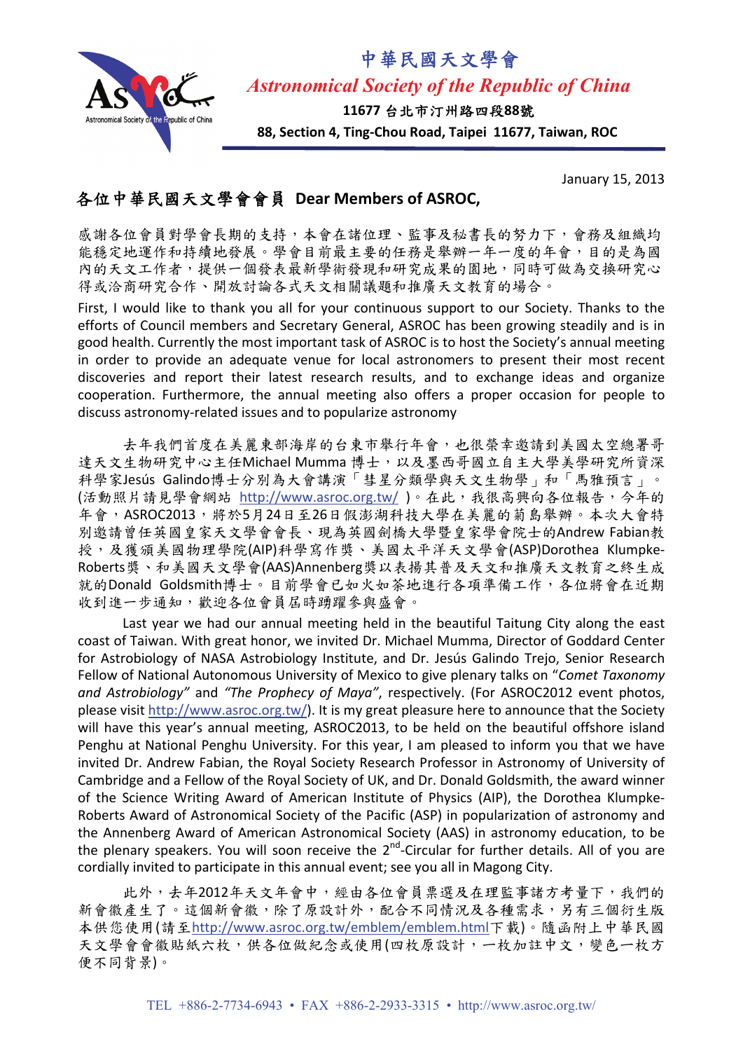# 中華民國天文學會

*Astronomical Society of the Republic of China*

**11677 台北市汀州路四段88號**

**88, Section 4, Ting-Chou Road, Taipei 11677, Taiwan, ROC**

January 15, 2013

## 各位中華民國天文學會會員 Dear Members of ASROC,

感謝各位會員對學會長期的支持，本會在諸位理、監事及秘書長的努力下，會務及組織均能穩定地運作和持續地發展。學會目前最主要的任務是舉辦一年一度的年會，目的是為國內的天文工作者，提供一個發表最新學術發現和研究成果的園地，同時可做為交換研究心得或洽商研究合作、開放討論各式天文相關議題和推廣天文教育的場合。

First, I would like to thank you all for your continuous support to our Society. Thanks to the efforts of Council members and Secretary General, ASROC has been growing steadily and is in good health. Currently the most important task of ASROC is to host the Society's annual meeting in order to provide an adequate venue for local astronomers to present their most recent discoveries and report their latest research results, and to exchange ideas and organize cooperation. Furthermore, the annual meeting also offers a proper occasion for people to discuss astronomy-related issues and to popularize astronomy

去年我們首度在美麗東部海岸的台東市舉行年會，也很榮幸邀請到美國太空總署哥達天文生物研究中心主任Michael Mumma 博士，以及墨西哥國立自主大學美學研究所資深科學家Jesús Galindo博士分別為大會講演「彗星分類學與天文生物學」和「馬雅預言」。(活動照片請見學會網站 http://www.asroc.org.tw/ )。在此，我很高興向各位報告，今年的年會，ASROC2013，將於5月24日至26日假澎湖科技大學在美麗的菊島舉辦。本次大會特別邀請曾任英國皇家天文學會會長、現為英國劍橋大學暨皇家學會院士的Andrew Fabian教授，及獲頒美國物理學院(AIP)科學寫作獎、美國太平洋天文學會(ASP)Dorothea Klumpke-Roberts獎、和美國天文學會(AAS)Annenberg獎以表揚其普及天文和推廣天文教育之終生成就的Donald Goldsmith博士。目前學會已如火如荼地進行各項準備工作，各位將會在近期收到進一步通知，歡迎各位會員屆時踴躍參與盛會。

Last year we had our annual meeting held in the beautiful Taitung City along the east coast of Taiwan. With great honor, we invited Dr. Michael Mumma, Director of Goddard Center for Astrobiology of NASA Astrobiology Institute, and Dr. Jesús Galindo Trejo, Senior Research Fellow of National Autonomous University of Mexico to give plenary talks on "*Comet Taxonomy and Astrobiology*" and "*The Prophecy of Maya*", respectively. (For ASROC2012 event photos, please visit http://www.asroc.org.tw/). It is my great pleasure here to announce that the Society will have this year's annual meeting, ASROC2013, to be held on the beautiful offshore island Penghu at National Penghu University. For this year, I am pleased to inform you that we have invited Dr. Andrew Fabian, the Royal Society Research Professor in Astronomy of University of Cambridge and a Fellow of the Royal Society of UK, and Dr. Donald Goldsmith, the award winner of the Science Writing Award of American Institute of Physics (AIP), the Dorothea Klumpke-Roberts Award of Astronomical Society of the Pacific (ASP) in popularization of astronomy and the Annenberg Award of American Astronomical Society (AAS) in astronomy education, to be the plenary speakers. You will soon receive the 2nd-Circular for further details. All of you are cordially invited to participate in this annual event; see you all in Magong City.

此外，去年2012年天文年會中，經由各位會員票選及在理監事諸方考量下，我們的新會徽產生了。這個新會徽，除了原設計外，配合不同情況及各種需求，另有三個衍生版本供您使用(請至http://www.asroc.org.tw/emblem/emblem.html下載)。隨函附上中華民國天文學會會徽貼紙六枚，供各位做紀念或使用(四枚原設計，一枚加註中文，變色一枚方便不同背景)。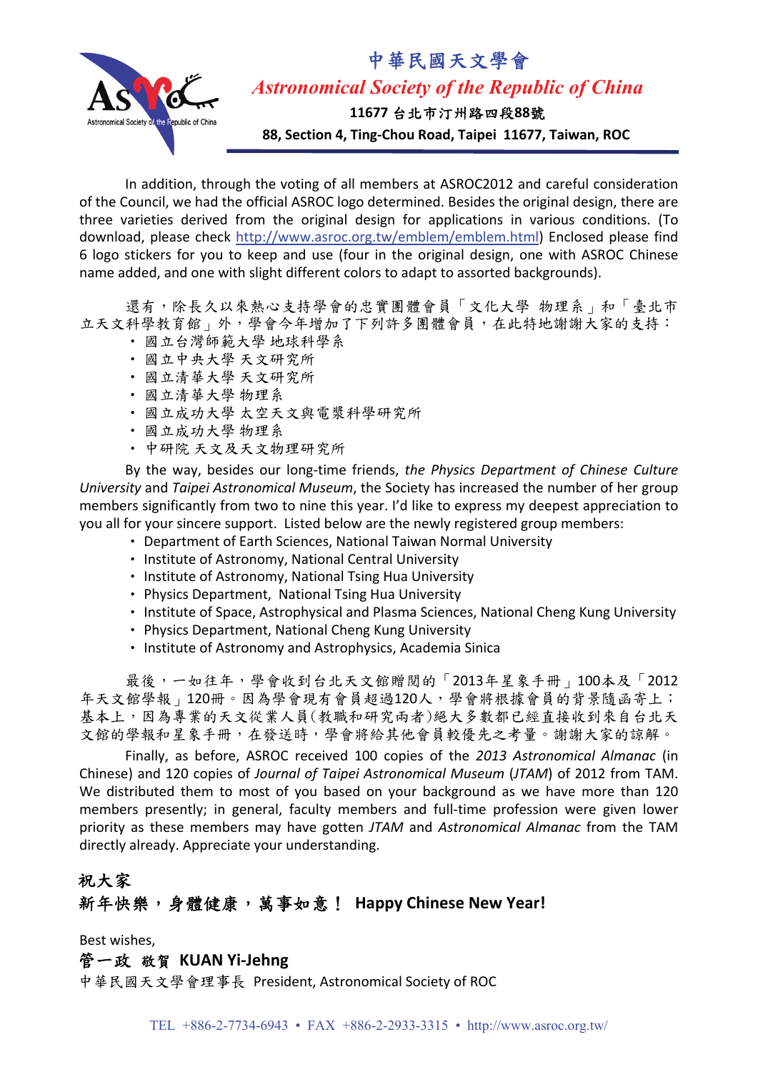# 中華民國天文學會

*Astronomical Society of the Republic of China*

**11677 台北市汀州路四段88號**

**88, Section 4, Ting-Chou Road, Taipei 11677, Taiwan, ROC**

In addition, through the voting of all members at ASROC2012 and careful consideration of the Council, we had the official ASROC logo determined. Besides the original design, there are three varieties derived from the original design for applications in various conditions. (To download, please check http://www.asroc.org.tw/emblem/emblem.html) Enclosed please find 6 logo stickers for you to keep and use (four in the original design, one with ASROC Chinese name added, and one with slight different colors to adapt to assorted backgrounds).

還有，除長久以來熱心支持學會的忠實團體會員「文化大學 物理系」和「臺北市立天文科學教育館」外，學會今年增加了下列許多團體會員，在此特地謝謝大家的支持：

- 國立台灣師範大學 地球科學系
- 國立中央大學 天文研究所
- 國立清華大學 天文研究所
- 國立清華大學 物理系
- 國立成功大學 太空天文與電漿科學研究所
- 國立成功大學 物理系
- 中研院 天文及天文物理研究所

By the way, besides our long-time friends, *the Physics Department of Chinese Culture University* and *Taipei Astronomical Museum*, the Society has increased the number of her group members significantly from two to nine this year. I'd like to express my deepest appreciation to you all for your sincere support. Listed below are the newly registered group members:

- Department of Earth Sciences, National Taiwan Normal University
- Institute of Astronomy, National Central University
- Institute of Astronomy, National Tsing Hua University
- Physics Department, National Tsing Hua University
- Institute of Space, Astrophysical and Plasma Sciences, National Cheng Kung University
- Physics Department, National Cheng Kung University
- Institute of Astronomy and Astrophysics, Academia Sinica

最後，一如往年，學會收到台北天文館贈閱的「2013年星象手冊」100本及「2012年天文館學報」120冊。因為學會現有會員超過120人，學會將根據會員的背景隨函寄上；基本上，因為專業的天文從業人員(教職和研究兩者)絕大多數都已經直接收到來自台北天文館的學報和星象手冊，在發送時，學會將給其他會員較優先之考量。謝謝大家的諒解。

Finally, as before, ASROC received 100 copies of the *2013 Astronomical Almanac* (in Chinese) and 120 copies of *Journal of Taipei Astronomical Museum* (*JTAM*) of 2012 from TAM. We distributed them to most of you based on your background as we have more than 120 members presently; in general, faculty members and full-time profession were given lower priority as these members may have gotten *JTAM* and *Astronomical Almanac* from the TAM directly already. Appreciate your understanding.

**祝大家**

**新年快樂，身體健康，萬事如意！ Happy Chinese New Year!**

Best wishes,

**管一政** 敬賀 **KUAN Yi-Jehng**

中華民國天文學會理事長 President, Astronomical Society of ROC

TEL +886-2-7734-6943 • FAX +886-2-2933-3315 • http://www.asroc.org.tw/